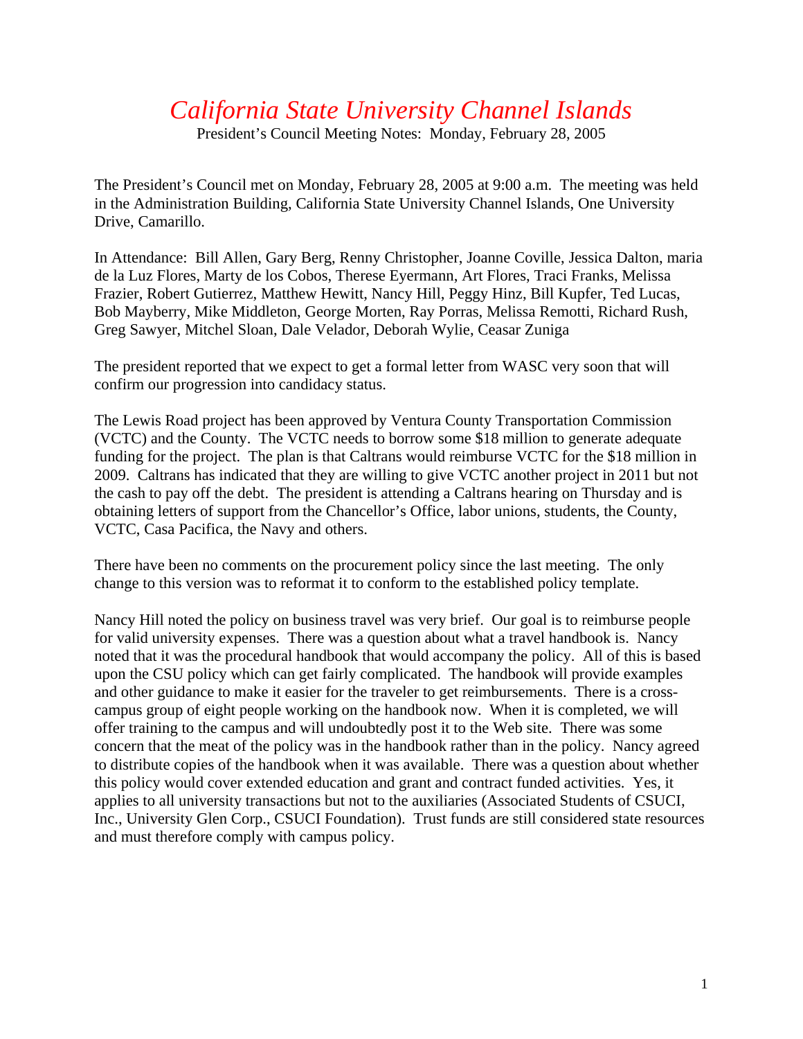# *California State University Channel Islands*

President's Council Meeting Notes: Monday, February 28, 2005

The President's Council met on Monday, February 28, 2005 at 9:00 a.m. The meeting was held in the Administration Building, California State University Channel Islands, One University Drive, Camarillo.

In Attendance: Bill Allen, Gary Berg, Renny Christopher, Joanne Coville, Jessica Dalton, maria de la Luz Flores, Marty de los Cobos, Therese Eyermann, Art Flores, Traci Franks, Melissa Frazier, Robert Gutierrez, Matthew Hewitt, Nancy Hill, Peggy Hinz, Bill Kupfer, Ted Lucas, Bob Mayberry, Mike Middleton, George Morten, Ray Porras, Melissa Remotti, Richard Rush, Greg Sawyer, Mitchel Sloan, Dale Velador, Deborah Wylie, Ceasar Zuniga

The president reported that we expect to get a formal letter from WASC very soon that will confirm our progression into candidacy status.

The Lewis Road project has been approved by Ventura County Transportation Commission (VCTC) and the County. The VCTC needs to borrow some $18 million to generate adequate funding for the project. The plan is that Caltrans would reimburse VCTC for the $18 million in 2009. Caltrans has indicated that they are willing to give VCTC another project in 2011 but not the cash to pay off the debt. The president is attending a Caltrans hearing on Thursday and is obtaining letters of support from the Chancellor's Office, labor unions, students, the County, VCTC, Casa Pacifica, the Navy and others.

There have been no comments on the procurement policy since the last meeting. The only change to this version was to reformat it to conform to the established policy template.

Nancy Hill noted the policy on business travel was very brief. Our goal is to reimburse people for valid university expenses. There was a question about what a travel handbook is. Nancy noted that it was the procedural handbook that would accompany the policy. All of this is based upon the CSU policy which can get fairly complicated. The handbook will provide examples and other guidance to make it easier for the traveler to get reimbursements. There is a cross-campus group of eight people working on the handbook now. When it is completed, we will offer training to the campus and will undoubtedly post it to the Web site. There was some concern that the meat of the policy was in the handbook rather than in the policy. Nancy agreed to distribute copies of the handbook when it was available. There was a question about whether this policy would cover extended education and grant and contract funded activities. Yes, it applies to all university transactions but not to the auxiliaries (Associated Students of CSUCI, Inc., University Glen Corp., CSUCI Foundation). Trust funds are still considered state resources and must therefore comply with campus policy.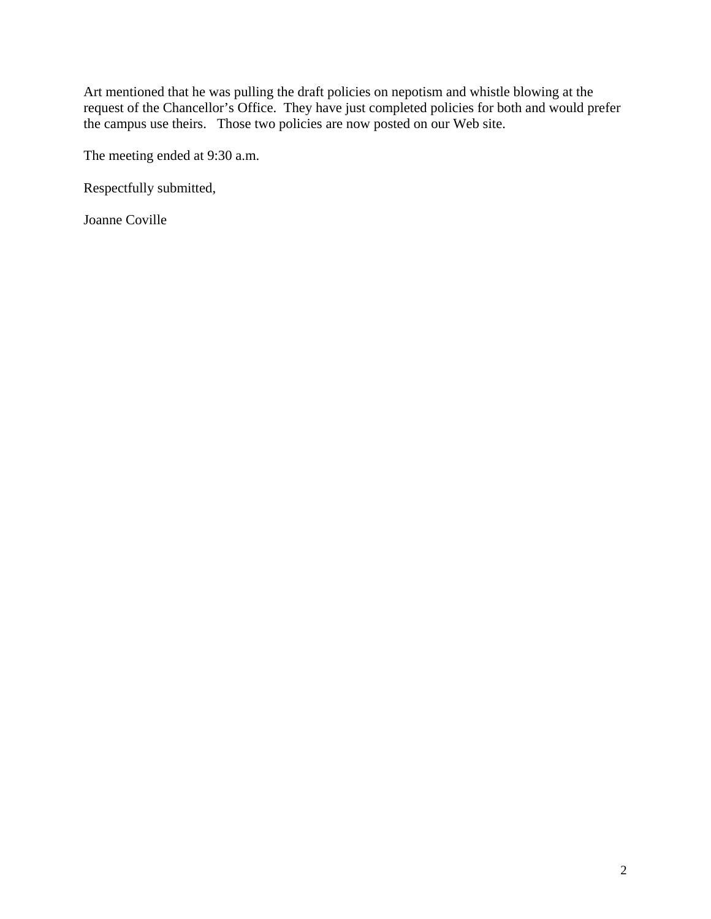Art mentioned that he was pulling the draft policies on nepotism and whistle blowing at the request of the Chancellor's Office. They have just completed policies for both and would prefer the campus use theirs. Those two policies are now posted on our Web site.

The meeting ended at 9:30 a.m.

Respectfully submitted,

Joanne Coville